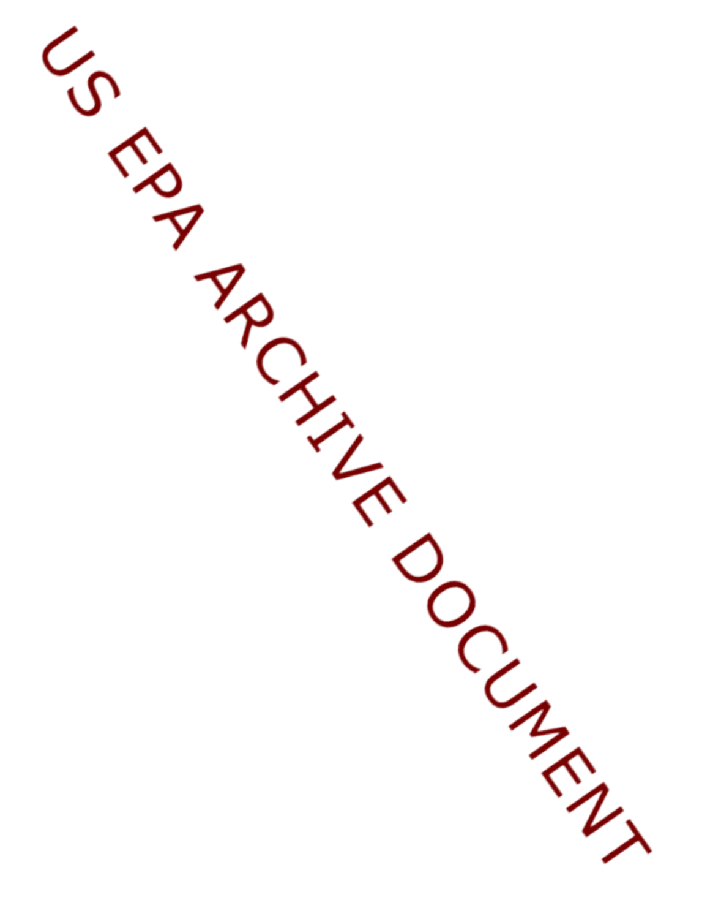US EPA ARCHIVE DOCUMENT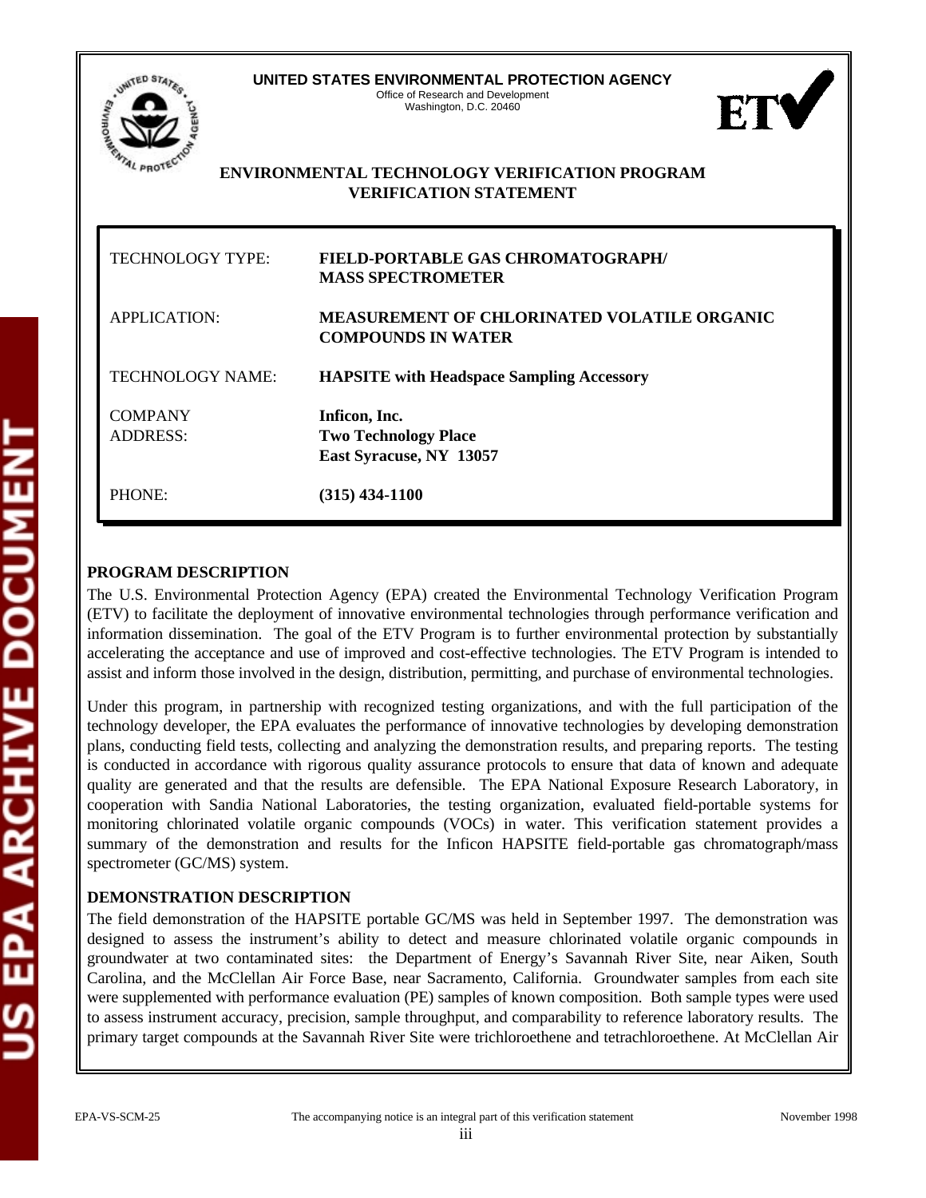**UNITED STATES ENVIRONMENTAL PROTECTION AGENCY**
Office of Research and Development
Washington, D.C. 20460

**ENVIRONMENTAL TECHNOLOGY VERIFICATION PROGRAM**
**VERIFICATION STATEMENT**

| | |
|---|---|
| TECHNOLOGY TYPE: | **FIELD-PORTABLE GAS CHROMATOGRAPH/ MASS SPECTROMETER** |
| APPLICATION: | **MEASUREMENT OF CHLORINATED VOLATILE ORGANIC COMPOUNDS IN WATER** |
| TECHNOLOGY NAME: | **HAPSITE with Headspace Sampling Accessory** |
| COMPANY ADDRESS: | **Inficon, Inc. Two Technology Place East Syracuse, NY 13057** |
| PHONE: | **(315) 434-1100** |

## PROGRAM DESCRIPTION

The U.S. Environmental Protection Agency (EPA) created the Environmental Technology Verification Program (ETV) to facilitate the deployment of innovative environmental technologies through performance verification and information dissemination. The goal of the ETV Program is to further environmental protection by substantially accelerating the acceptance and use of improved and cost-effective technologies. The ETV Program is intended to assist and inform those involved in the design, distribution, permitting, and purchase of environmental technologies.

Under this program, in partnership with recognized testing organizations, and with the full participation of the technology developer, the EPA evaluates the performance of innovative technologies by developing demonstration plans, conducting field tests, collecting and analyzing the demonstration results, and preparing reports. The testing is conducted in accordance with rigorous quality assurance protocols to ensure that data of known and adequate quality are generated and that the results are defensible. The EPA National Exposure Research Laboratory, in cooperation with Sandia National Laboratories, the testing organization, evaluated field-portable systems for monitoring chlorinated volatile organic compounds (VOCs) in water. This verification statement provides a summary of the demonstration and results for the Inficon HAPSITE field-portable gas chromatograph/mass spectrometer (GC/MS) system.

## DEMONSTRATION DESCRIPTION

The field demonstration of the HAPSITE portable GC/MS was held in September 1997. The demonstration was designed to assess the instrument's ability to detect and measure chlorinated volatile organic compounds in groundwater at two contaminated sites: the Department of Energy's Savannah River Site, near Aiken, South Carolina, and the McClellan Air Force Base, near Sacramento, California. Groundwater samples from each site were supplemented with performance evaluation (PE) samples of known composition. Both sample types were used to assess instrument accuracy, precision, sample throughput, and comparability to reference laboratory results. The primary target compounds at the Savannah River Site were trichloroethene and tetrachloroethene. At McClellan Air

EPA-VS-SCM-25 The accompanying notice is an integral part of this verification statement November 1998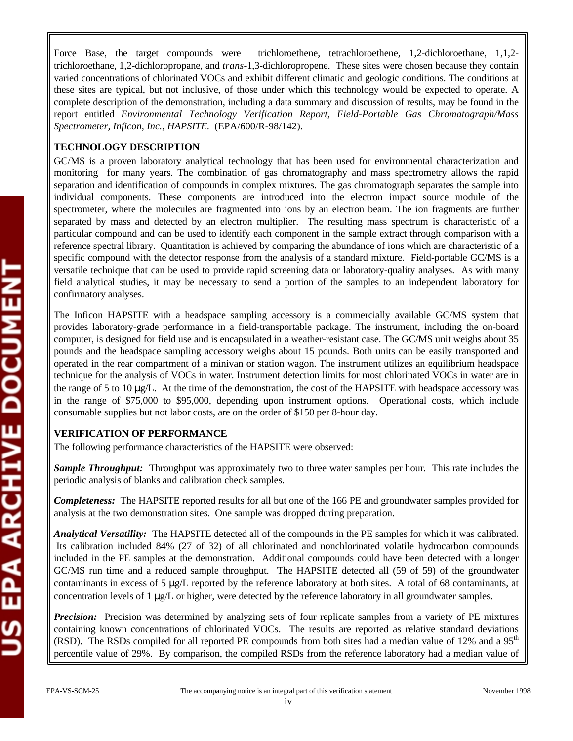Force Base, the target compounds were trichloroethene, tetrachloroethene, 1,2-dichloroethane, 1,1,2-trichloroethane, 1,2-dichloropropane, and *trans*-1,3-dichloropropene. These sites were chosen because they contain varied concentrations of chlorinated VOCs and exhibit different climatic and geologic conditions. The conditions at these sites are typical, but not inclusive, of those under which this technology would be expected to operate. A complete description of the demonstration, including a data summary and discussion of results, may be found in the report entitled *Environmental Technology Verification Report, Field-Portable Gas Chromatograph/Mass Spectrometer, Inficon, Inc., HAPSITE.* (EPA/600/R-98/142).

**TECHNOLOGY DESCRIPTION**

GC/MS is a proven laboratory analytical technology that has been used for environmental characterization and monitoring for many years. The combination of gas chromatography and mass spectrometry allows the rapid separation and identification of compounds in complex mixtures. The gas chromatograph separates the sample into individual components. These components are introduced into the electron impact source module of the spectrometer, where the molecules are fragmented into ions by an electron beam. The ion fragments are further separated by mass and detected by an electron multiplier. The resulting mass spectrum is characteristic of a particular compound and can be used to identify each component in the sample extract through comparison with a reference spectral library. Quantitation is achieved by comparing the abundance of ions which are characteristic of a specific compound with the detector response from the analysis of a standard mixture. Field-portable GC/MS is a versatile technique that can be used to provide rapid screening data or laboratory-quality analyses. As with many field analytical studies, it may be necessary to send a portion of the samples to an independent laboratory for confirmatory analyses.

The Inficon HAPSITE with a headspace sampling accessory is a commercially available GC/MS system that provides laboratory-grade performance in a field-transportable package. The instrument, including the on-board computer, is designed for field use and is encapsulated in a weather-resistant case. The GC/MS unit weighs about 35 pounds and the headspace sampling accessory weighs about 15 pounds. Both units can be easily transported and operated in the rear compartment of a minivan or station wagon. The instrument utilizes an equilibrium headspace technique for the analysis of VOCs in water. Instrument detection limits for most chlorinated VOCs in water are in the range of 5 to 10 µg/L. At the time of the demonstration, the cost of the HAPSITE with headspace accessory was in the range of $75,000 to $95,000, depending upon instrument options. Operational costs, which include consumable supplies but not labor costs, are on the order of $150 per 8-hour day.

**VERIFICATION OF PERFORMANCE**

The following performance characteristics of the HAPSITE were observed:

***Sample Throughput:*** Throughput was approximately two to three water samples per hour. This rate includes the periodic analysis of blanks and calibration check samples.

***Completeness:*** The HAPSITE reported results for all but one of the 166 PE and groundwater samples provided for analysis at the two demonstration sites. One sample was dropped during preparation.

***Analytical Versatility:*** The HAPSITE detected all of the compounds in the PE samples for which it was calibrated. Its calibration included 84% (27 of 32) of all chlorinated and nonchlorinated volatile hydrocarbon compounds included in the PE samples at the demonstration. Additional compounds could have been detected with a longer GC/MS run time and a reduced sample throughput. The HAPSITE detected all (59 of 59) of the groundwater contaminants in excess of 5 µg/L reported by the reference laboratory at both sites. A total of 68 contaminants, at concentration levels of 1 µg/L or higher, were detected by the reference laboratory in all groundwater samples.

***Precision:*** Precision was determined by analyzing sets of four replicate samples from a variety of PE mixtures containing known concentrations of chlorinated VOCs. The results are reported as relative standard deviations (RSD). The RSDs compiled for all reported PE compounds from both sites had a median value of 12% and a 95$^{th}$ percentile value of 29%. By comparison, the compiled RSDs from the reference laboratory had a median value of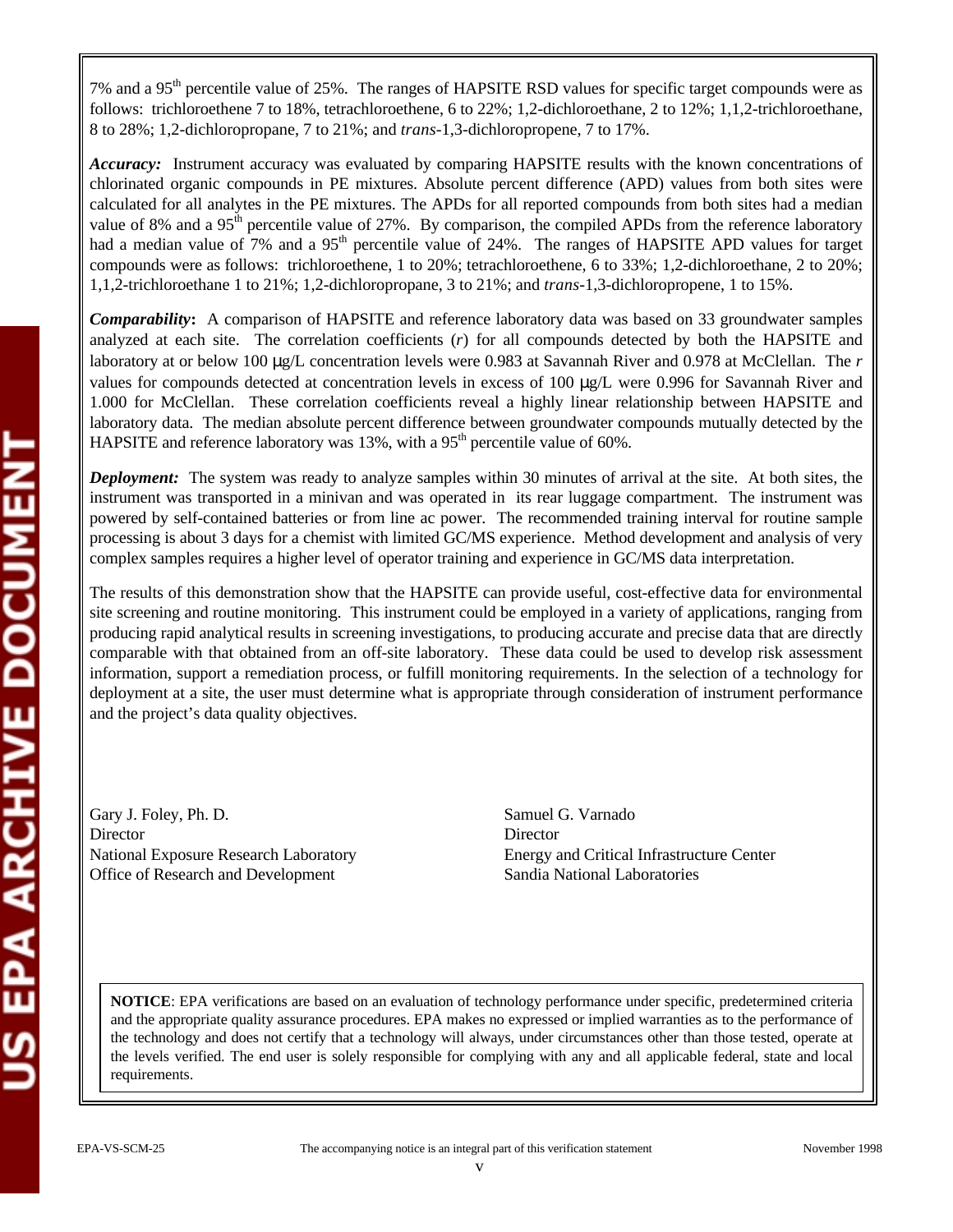7% and a 95th percentile value of 25%. The ranges of HAPSITE RSD values for specific target compounds were as follows: trichloroethene 7 to 18%, tetrachloroethene, 6 to 22%; 1,2-dichloroethane, 2 to 12%; 1,1,2-trichloroethane, 8 to 28%; 1,2-dichloropropane, 7 to 21%; and *trans*-1,3-dichloropropene, 7 to 17%.

***Accuracy:*** Instrument accuracy was evaluated by comparing HAPSITE results with the known concentrations of chlorinated organic compounds in PE mixtures. Absolute percent difference (APD) values from both sites were calculated for all analytes in the PE mixtures. The APDs for all reported compounds from both sites had a median value of 8% and a 95th percentile value of 27%. By comparison, the compiled APDs from the reference laboratory had a median value of 7% and a 95th percentile value of 24%. The ranges of HAPSITE APD values for target compounds were as follows: trichloroethene, 1 to 20%; tetrachloroethene, 6 to 33%; 1,2-dichloroethane, 2 to 20%; 1,1,2-trichloroethane 1 to 21%; 1,2-dichloropropane, 3 to 21%; and *trans*-1,3-dichloropropene, 1 to 15%.

***Comparability*****:** A comparison of HAPSITE and reference laboratory data was based on 33 groundwater samples analyzed at each site. The correlation coefficients ($r$) for all compounds detected by both the HAPSITE and laboratory at or below 100 μg/L concentration levels were 0.983 at Savannah River and 0.978 at McClellan. The $r$ values for compounds detected at concentration levels in excess of 100 μg/L were 0.996 for Savannah River and 1.000 for McClellan. These correlation coefficients reveal a highly linear relationship between HAPSITE and laboratory data. The median absolute percent difference between groundwater compounds mutually detected by the HAPSITE and reference laboratory was 13%, with a 95th percentile value of 60%.

***Deployment:*** The system was ready to analyze samples within 30 minutes of arrival at the site. At both sites, the instrument was transported in a minivan and was operated in its rear luggage compartment. The instrument was powered by self-contained batteries or from line ac power. The recommended training interval for routine sample processing is about 3 days for a chemist with limited GC/MS experience. Method development and analysis of very complex samples requires a higher level of operator training and experience in GC/MS data interpretation.

The results of this demonstration show that the HAPSITE can provide useful, cost-effective data for environmental site screening and routine monitoring. This instrument could be employed in a variety of applications, ranging from producing rapid analytical results in screening investigations, to producing accurate and precise data that are directly comparable with that obtained from an off-site laboratory. These data could be used to develop risk assessment information, support a remediation process, or fulfill monitoring requirements. In the selection of a technology for deployment at a site, the user must determine what is appropriate through consideration of instrument performance and the project's data quality objectives.

Gary J. Foley, Ph. D.
Director
National Exposure Research Laboratory
Office of Research and Development

Samuel G. Varnado
Director
Energy and Critical Infrastructure Center
Sandia National Laboratories

**NOTICE**: EPA verifications are based on an evaluation of technology performance under specific, predetermined criteria and the appropriate quality assurance procedures. EPA makes no expressed or implied warranties as to the performance of the technology and does not certify that a technology will always, under circumstances other than those tested, operate at the levels verified. The end user is solely responsible for complying with any and all applicable federal, state and local requirements.

EPA-VS-SCM-25 The accompanying notice is an integral part of this verification statement November 1998